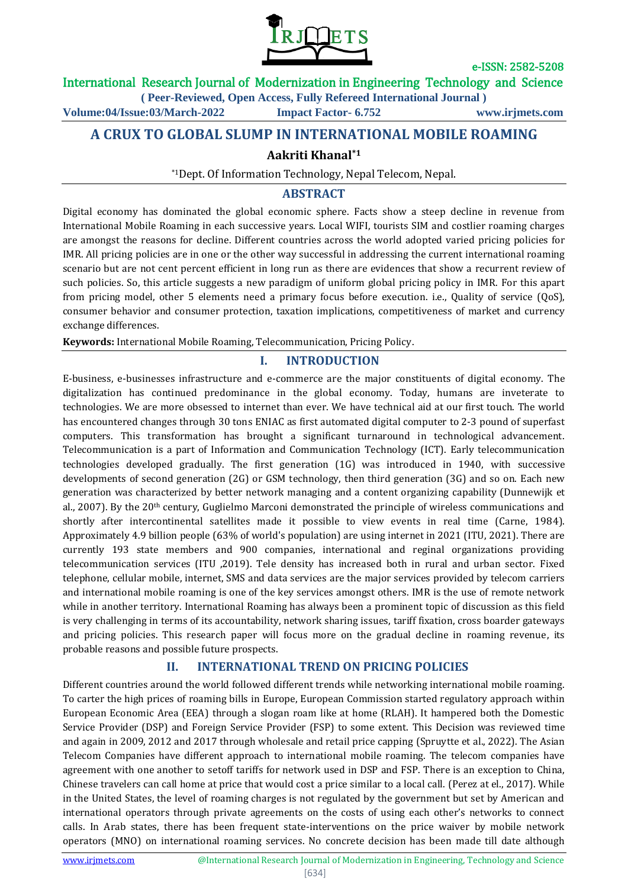# A CRUX TO GLOBAL SLUMP IN INTERNATIONAL MOBILE ROAMING

**Aakriti Khanal*1**

*1Dept. Of Information Technology, Nepal Telecom, Nepal.

## ABSTRACT

Digital economy has dominated the global economic sphere. Facts show a steep decline in revenue from International Mobile Roaming in each successive years. Local WIFI, tourists SIM and costlier roaming charges are amongst the reasons for decline. Different countries across the world adopted varied pricing policies for IMR. All pricing policies are in one or the other way successful in addressing the current international roaming scenario but are not cent percent efficient in long run as there are evidences that show a recurrent review of such policies. So, this article suggests a new paradigm of uniform global pricing policy in IMR. For this apart from pricing model, other 5 elements need a primary focus before execution. i.e., Quality of service (QoS), consumer behavior and consumer protection, taxation implications, competitiveness of market and currency exchange differences.

**Keywords:** International Mobile Roaming, Telecommunication, Pricing Policy.

## I. INTRODUCTION

E-business, e-businesses infrastructure and e-commerce are the major constituents of digital economy. The digitalization has continued predominance in the global economy. Today, humans are inveterate to technologies. We are more obsessed to internet than ever. We have technical aid at our first touch. The world has encountered changes through 30 tons ENIAC as first automated digital computer to 2-3 pound of superfast computers. This transformation has brought a significant turnaround in technological advancement. Telecommunication is a part of Information and Communication Technology (ICT). Early telecommunication technologies developed gradually. The first generation (1G) was introduced in 1940, with successive developments of second generation (2G) or GSM technology, then third generation (3G) and so on. Each new generation was characterized by better network managing and a content organizing capability (Dunnewijk et al., 2007). By the 20th century, Guglielmo Marconi demonstrated the principle of wireless communications and shortly after intercontinental satellites made it possible to view events in real time (Carne, 1984). Approximately 4.9 billion people (63% of world's population) are using internet in 2021 (ITU, 2021). There are currently 193 state members and 900 companies, international and regional organizations providing telecommunication services (ITU ,2019). Tele density has increased both in rural and urban sector. Fixed telephone, cellular mobile, internet, SMS and data services are the major services provided by telecom carriers and international mobile roaming is one of the key services amongst others. IMR is the use of remote network while in another territory. International Roaming has always been a prominent topic of discussion as this field is very challenging in terms of its accountability, network sharing issues, tariff fixation, cross boarder gateways and pricing policies. This research paper will focus more on the gradual decline in roaming revenue, its probable reasons and possible future prospects.

## II. INTERNATIONAL TREND ON PRICING POLICIES

Different countries around the world followed different trends while networking international mobile roaming. To carter the high prices of roaming bills in Europe, European Commission started regulatory approach within European Economic Area (EEA) through a slogan roam like at home (RLAH). It hampered both the Domestic Service Provider (DSP) and Foreign Service Provider (FSP) to some extent. This Decision was reviewed time and again in 2009, 2012 and 2017 through wholesale and retail price capping (Spruytte et al., 2022). The Asian Telecom Companies have different approach to international mobile roaming. The telecom companies have agreement with one another to setoff tariffs for network used in DSP and FSP. There is an exception to China, Chinese travelers can call home at price that would cost a price similar to a local call. (Perez at el., 2017). While in the United States, the level of roaming charges is not regulated by the government but set by American and international operators through private agreements on the costs of using each other's networks to connect calls. In Arab states, there has been frequent state-interventions on the price waiver by mobile network operators (MNO) on international roaming services. No concrete decision has been made till date although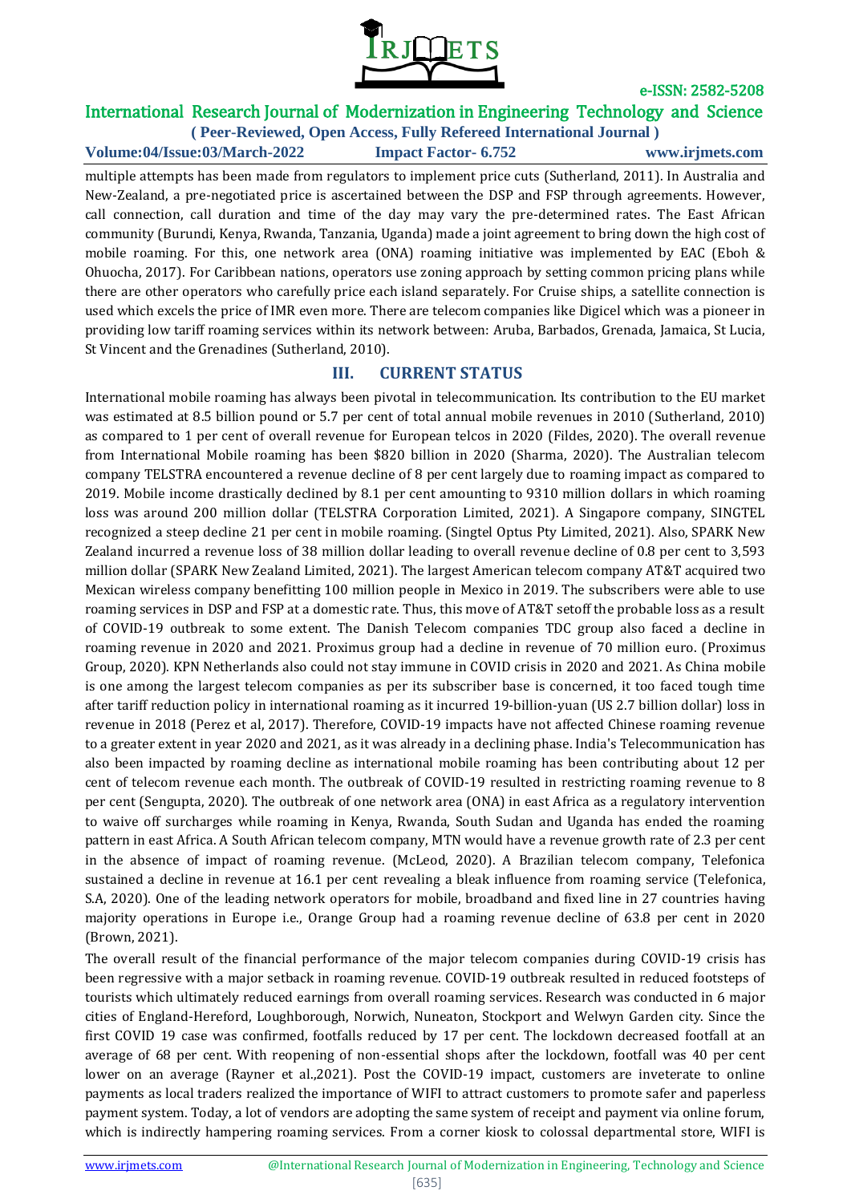multiple attempts has been made from regulators to implement price cuts (Sutherland, 2011). In Australia and New-Zealand, a pre-negotiated price is ascertained between the DSP and FSP through agreements. However, call connection, call duration and time of the day may vary the pre-determined rates. The East African community (Burundi, Kenya, Rwanda, Tanzania, Uganda) made a joint agreement to bring down the high cost of mobile roaming. For this, one network area (ONA) roaming initiative was implemented by EAC (Eboh & Ohuocha, 2017). For Caribbean nations, operators use zoning approach by setting common pricing plans while there are other operators who carefully price each island separately. For Cruise ships, a satellite connection is used which excels the price of IMR even more. There are telecom companies like Digicel which was a pioneer in providing low tariff roaming services within its network between: Aruba, Barbados, Grenada, Jamaica, St Lucia, St Vincent and the Grenadines (Sutherland, 2010).

## III. CURRENT STATUS

International mobile roaming has always been pivotal in telecommunication. Its contribution to the EU market was estimated at 8.5 billion pound or 5.7 per cent of total annual mobile revenues in 2010 (Sutherland, 2010) as compared to 1 per cent of overall revenue for European telcos in 2020 (Fildes, 2020). The overall revenue from International Mobile roaming has been $820 billion in 2020 (Sharma, 2020). The Australian telecom company TELSTRA encountered a revenue decline of 8 per cent largely due to roaming impact as compared to 2019. Mobile income drastically declined by 8.1 per cent amounting to 9310 million dollars in which roaming loss was around 200 million dollar (TELSTRA Corporation Limited, 2021). A Singapore company, SINGTEL recognized a steep decline 21 per cent in mobile roaming. (Singtel Optus Pty Limited, 2021). Also, SPARK New Zealand incurred a revenue loss of 38 million dollar leading to overall revenue decline of 0.8 per cent to 3,593 million dollar (SPARK New Zealand Limited, 2021). The largest American telecom company AT&T acquired two Mexican wireless company benefitting 100 million people in Mexico in 2019. The subscribers were able to use roaming services in DSP and FSP at a domestic rate. Thus, this move of AT&T setoff the probable loss as a result of COVID-19 outbreak to some extent. The Danish Telecom companies TDC group also faced a decline in roaming revenue in 2020 and 2021. Proximus group had a decline in revenue of 70 million euro. (Proximus Group, 2020). KPN Netherlands also could not stay immune in COVID crisis in 2020 and 2021. As China mobile is one among the largest telecom companies as per its subscriber base is concerned, it too faced tough time after tariff reduction policy in international roaming as it incurred 19-billion-yuan (US 2.7 billion dollar) loss in revenue in 2018 (Perez et al, 2017). Therefore, COVID-19 impacts have not affected Chinese roaming revenue to a greater extent in year 2020 and 2021, as it was already in a declining phase. India's Telecommunication has also been impacted by roaming decline as international mobile roaming has been contributing about 12 per cent of telecom revenue each month. The outbreak of COVID-19 resulted in restricting roaming revenue to 8 per cent (Sengupta, 2020). The outbreak of one network area (ONA) in east Africa as a regulatory intervention to waive off surcharges while roaming in Kenya, Rwanda, South Sudan and Uganda has ended the roaming pattern in east Africa. A South African telecom company, MTN would have a revenue growth rate of 2.3 per cent in the absence of impact of roaming revenue. (McLeod, 2020). A Brazilian telecom company, Telefonica sustained a decline in revenue at 16.1 per cent revealing a bleak influence from roaming service (Telefonica, S.A, 2020). One of the leading network operators for mobile, broadband and fixed line in 27 countries having majority operations in Europe i.e., Orange Group had a roaming revenue decline of 63.8 per cent in 2020 (Brown, 2021).

The overall result of the financial performance of the major telecom companies during COVID-19 crisis has been regressive with a major setback in roaming revenue. COVID-19 outbreak resulted in reduced footsteps of tourists which ultimately reduced earnings from overall roaming services. Research was conducted in 6 major cities of England-Hereford, Loughborough, Norwich, Nuneaton, Stockport and Welwyn Garden city. Since the first COVID 19 case was confirmed, footfalls reduced by 17 per cent. The lockdown decreased footfall at an average of 68 per cent. With reopening of non-essential shops after the lockdown, footfall was 40 per cent lower on an average (Rayner et al.,2021). Post the COVID-19 impact, customers are inveterate to online payments as local traders realized the importance of WIFI to attract customers to promote safer and paperless payment system. Today, a lot of vendors are adopting the same system of receipt and payment via online forum, which is indirectly hampering roaming services. From a corner kiosk to colossal departmental store, WIFI is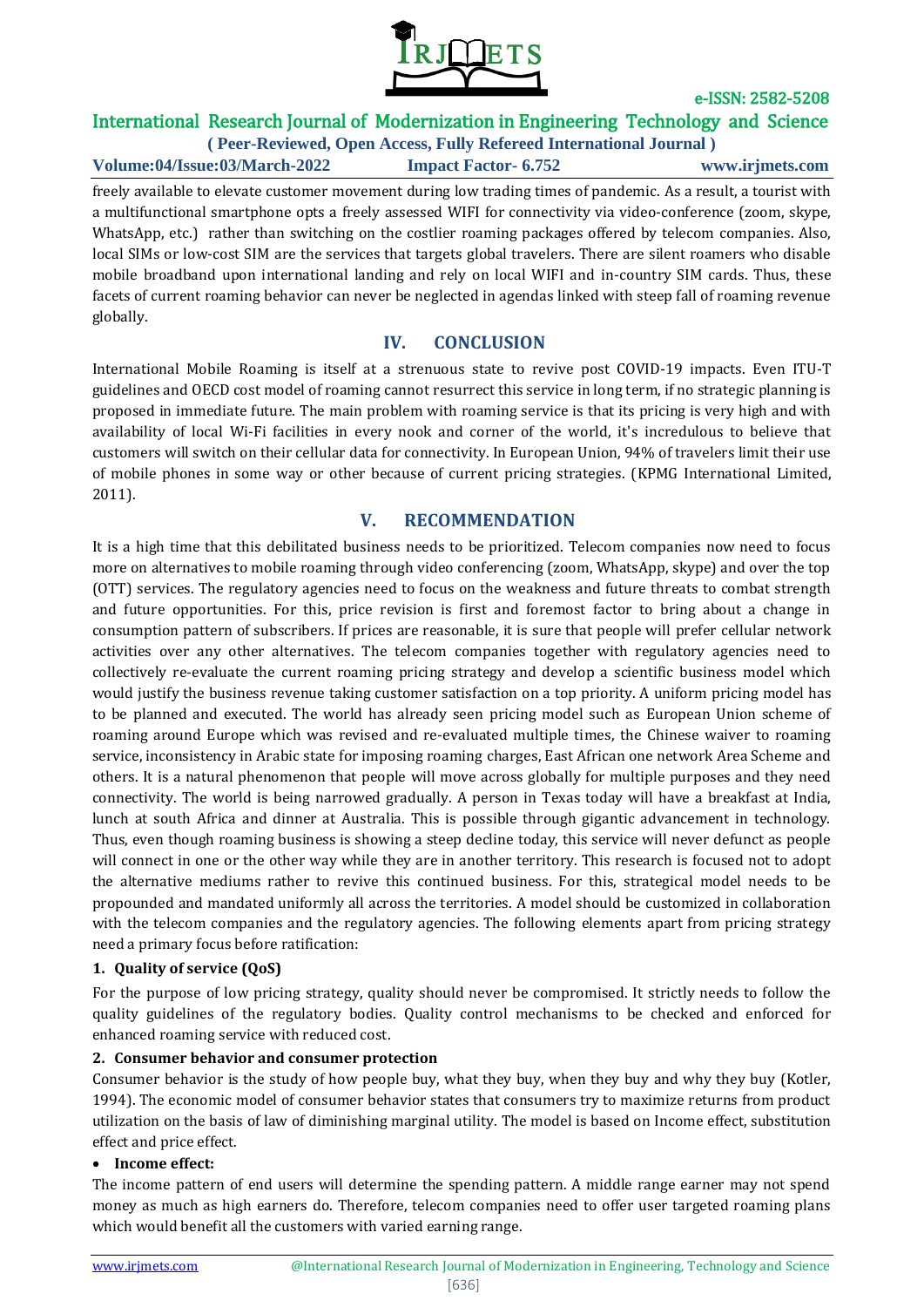freely available to elevate customer movement during low trading times of pandemic. As a result, a tourist with a multifunctional smartphone opts a freely assessed WIFI for connectivity via video-conference (zoom, skype, WhatsApp, etc.) rather than switching on the costlier roaming packages offered by telecom companies. Also, local SIMs or low-cost SIM are the services that targets global travelers. There are silent roamers who disable mobile broadband upon international landing and rely on local WIFI and in-country SIM cards. Thus, these facets of current roaming behavior can never be neglected in agendas linked with steep fall of roaming revenue globally.

## IV. CONCLUSION

International Mobile Roaming is itself at a strenuous state to revive post COVID-19 impacts. Even ITU-T guidelines and OECD cost model of roaming cannot resurrect this service in long term, if no strategic planning is proposed in immediate future. The main problem with roaming service is that its pricing is very high and with availability of local Wi-Fi facilities in every nook and corner of the world, it's incredulous to believe that customers will switch on their cellular data for connectivity. In European Union, 94% of travelers limit their use of mobile phones in some way or other because of current pricing strategies. (KPMG International Limited, 2011).

## V. RECOMMENDATION

It is a high time that this debilitated business needs to be prioritized. Telecom companies now need to focus more on alternatives to mobile roaming through video conferencing (zoom, WhatsApp, skype) and over the top (OTT) services. The regulatory agencies need to focus on the weakness and future threats to combat strength and future opportunities. For this, price revision is first and foremost factor to bring about a change in consumption pattern of subscribers. If prices are reasonable, it is sure that people will prefer cellular network activities over any other alternatives. The telecom companies together with regulatory agencies need to collectively re-evaluate the current roaming pricing strategy and develop a scientific business model which would justify the business revenue taking customer satisfaction on a top priority. A uniform pricing model has to be planned and executed. The world has already seen pricing model such as European Union scheme of roaming around Europe which was revised and re-evaluated multiple times, the Chinese waiver to roaming service, inconsistency in Arabic state for imposing roaming charges, East African one network Area Scheme and others. It is a natural phenomenon that people will move across globally for multiple purposes and they need connectivity. The world is being narrowed gradually. A person in Texas today will have a breakfast at India, lunch at south Africa and dinner at Australia. This is possible through gigantic advancement in technology. Thus, even though roaming business is showing a steep decline today, this service will never defunct as people will connect in one or the other way while they are in another territory. This research is focused not to adopt the alternative mediums rather to revive this continued business. For this, strategical model needs to be propounded and mandated uniformly all across the territories. A model should be customized in collaboration with the telecom companies and the regulatory agencies. The following elements apart from pricing strategy need a primary focus before ratification:

**1. Quality of service (QoS)**

For the purpose of low pricing strategy, quality should never be compromised. It strictly needs to follow the quality guidelines of the regulatory bodies. Quality control mechanisms to be checked and enforced for enhanced roaming service with reduced cost.

**2. Consumer behavior and consumer protection**

Consumer behavior is the study of how people buy, what they buy, when they buy and why they buy (Kotler, 1994). The economic model of consumer behavior states that consumers try to maximize returns from product utilization on the basis of law of diminishing marginal utility. The model is based on Income effect, substitution effect and price effect.

- **Income effect:**

The income pattern of end users will determine the spending pattern. A middle range earner may not spend money as much as high earners do. Therefore, telecom companies need to offer user targeted roaming plans which would benefit all the customers with varied earning range.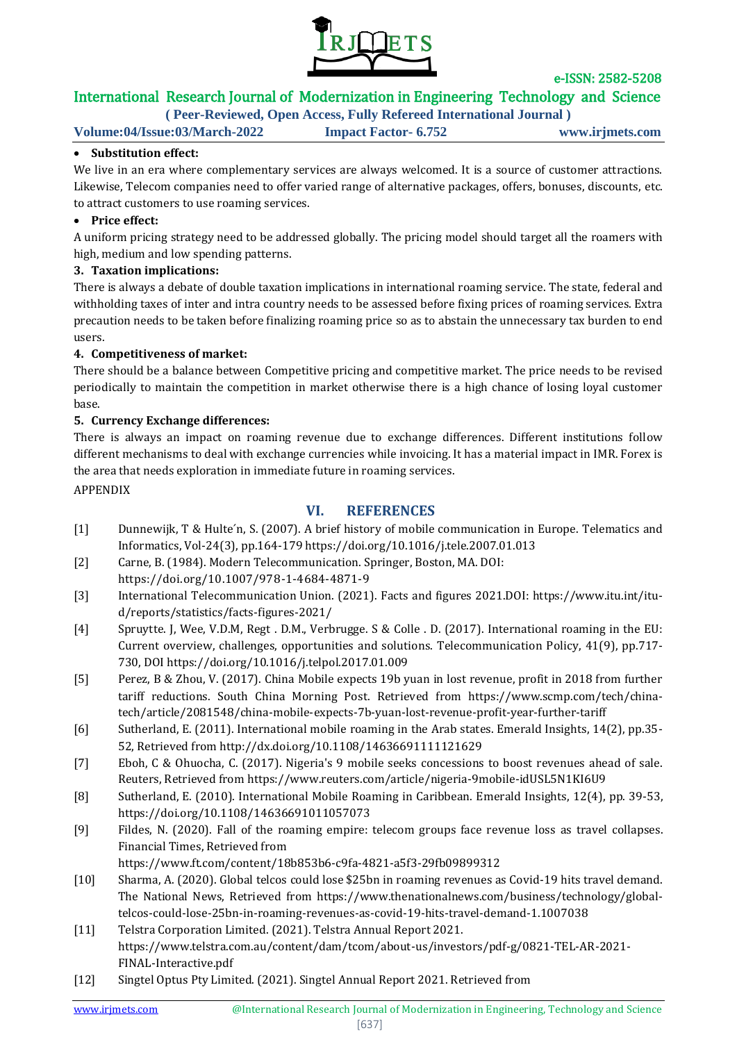- **Substitution effect:**

We live in an era where complementary services are always welcomed. It is a source of customer attractions. Likewise, Telecom companies need to offer varied range of alternative packages, offers, bonuses, discounts, etc. to attract customers to use roaming services.

- **Price effect:**

A uniform pricing strategy need to be addressed globally. The pricing model should target all the roamers with high, medium and low spending patterns.

**3. Taxation implications:**

There is always a debate of double taxation implications in international roaming service. The state, federal and withholding taxes of inter and intra country needs to be assessed before fixing prices of roaming services. Extra precaution needs to be taken before finalizing roaming price so as to abstain the unnecessary tax burden to end users.

**4. Competitiveness of market:**

There should be a balance between Competitive pricing and competitive market. The price needs to be revised periodically to maintain the competition in market otherwise there is a high chance of losing loyal customer base.

**5. Currency Exchange differences:**

There is always an impact on roaming revenue due to exchange differences. Different institutions follow different mechanisms to deal with exchange currencies while invoicing. It has a material impact in IMR. Forex is the area that needs exploration in immediate future in roaming services.

APPENDIX

## VI. REFERENCES

[1] Dunnewijk, T & Hulte´n, S. (2007). A brief history of mobile communication in Europe. Telematics and Informatics, Vol-24(3), pp.164-179 https://doi.org/10.1016/j.tele.2007.01.013

[2] Carne, B. (1984). Modern Telecommunication. Springer, Boston, MA. DOI: https://doi.org/10.1007/978-1-4684-4871-9

[3] International Telecommunication Union. (2021). Facts and figures 2021.DOI: https://www.itu.int/itu-d/reports/statistics/facts-figures-2021/

[4] Spruytte. J, Wee, V.D.M, Regt . D.M., Verbrugge. S & Colle . D. (2017). International roaming in the EU: Current overview, challenges, opportunities and solutions. Telecommunication Policy, 41(9), pp.717-730, DOI https://doi.org/10.1016/j.telpol.2017.01.009

[5] Perez, B & Zhou, V. (2017). China Mobile expects 19b yuan in lost revenue, profit in 2018 from further tariff reductions. South China Morning Post. Retrieved from https://www.scmp.com/tech/china-tech/article/2081548/china-mobile-expects-7b-yuan-lost-revenue-profit-year-further-tariff

[6] Sutherland, E. (2011). International mobile roaming in the Arab states. Emerald Insights, 14(2), pp.35-52, Retrieved from http://dx.doi.org/10.1108/14636691111121629

[7] Eboh, C & Ohuocha, C. (2017). Nigeria's 9 mobile seeks concessions to boost revenues ahead of sale. Reuters, Retrieved from https://www.reuters.com/article/nigeria-9mobile-idUSL5N1KI6U9

[8] Sutherland, E. (2010). International Mobile Roaming in Caribbean. Emerald Insights, 12(4), pp. 39-53, https://doi.org/10.1108/14636691011057073

[9] Fildes, N. (2020). Fall of the roaming empire: telecom groups face revenue loss as travel collapses. Financial Times, Retrieved from https://www.ft.com/content/18b853b6-c9fa-4821-a5f3-29fb09899312

[10] Sharma, A. (2020). Global telcos could lose $25bn in roaming revenues as Covid-19 hits travel demand. The National News, Retrieved from https://www.thenationalnews.com/business/technology/global-telcos-could-lose-25bn-in-roaming-revenues-as-covid-19-hits-travel-demand-1.1007038

[11] Telstra Corporation Limited. (2021). Telstra Annual Report 2021. https://www.telstra.com.au/content/dam/tcom/about-us/investors/pdf-g/0821-TEL-AR-2021-FINAL-Interactive.pdf

[12] Singtel Optus Pty Limited. (2021). Singtel Annual Report 2021. Retrieved from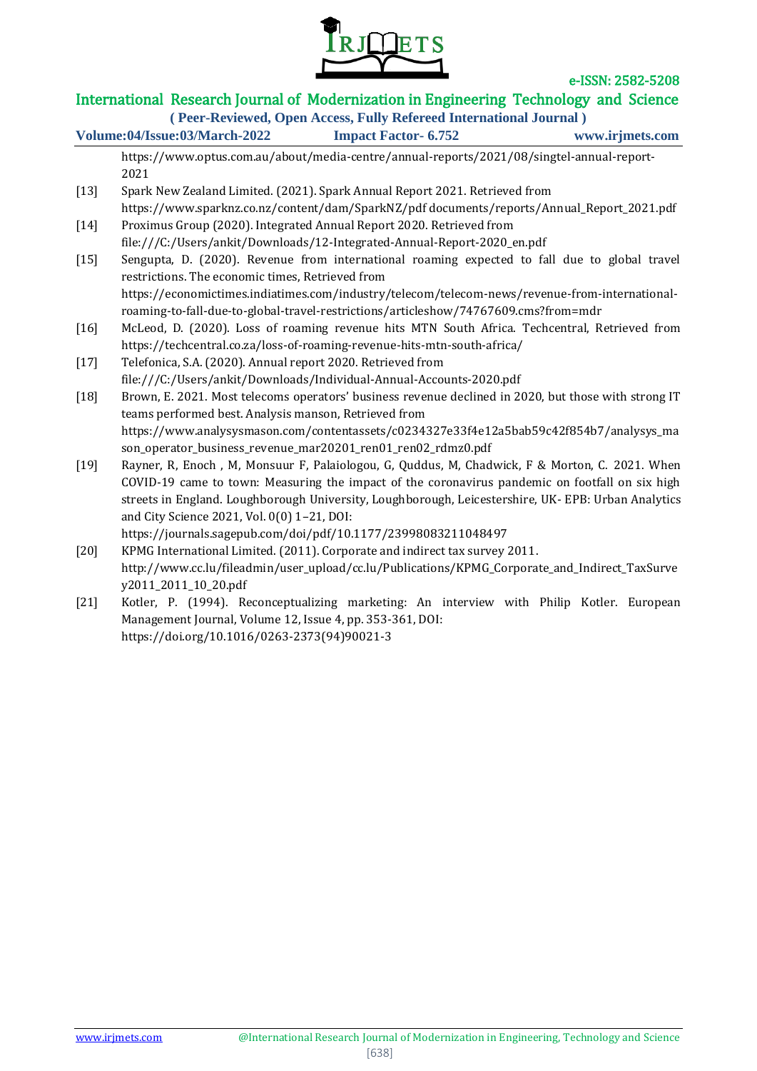https://www.optus.com.au/about/media-centre/annual-reports/2021/08/singtel-annual-report-2021

[13] Spark New Zealand Limited. (2021). Spark Annual Report 2021. Retrieved from https://www.sparknz.co.nz/content/dam/SparkNZ/pdf documents/reports/Annual_Report_2021.pdf

[14] Proximus Group (2020). Integrated Annual Report 2020. Retrieved from file:///C:/Users/ankit/Downloads/12-Integrated-Annual-Report-2020_en.pdf

[15] Sengupta, D. (2020). Revenue from international roaming expected to fall due to global travel restrictions. The economic times, Retrieved from https://economictimes.indiatimes.com/industry/telecom/telecom-news/revenue-from-international-roaming-to-fall-due-to-global-travel-restrictions/articleshow/74767609.cms?from=mdr

[16] McLeod, D. (2020). Loss of roaming revenue hits MTN South Africa. Techcentral, Retrieved from https://techcentral.co.za/loss-of-roaming-revenue-hits-mtn-south-africa/

[17] Telefonica, S.A. (2020). Annual report 2020. Retrieved from file:///C:/Users/ankit/Downloads/Individual-Annual-Accounts-2020.pdf

[18] Brown, E. 2021. Most telecoms operators' business revenue declined in 2020, but those with strong IT teams performed best. Analysis manson, Retrieved from https://www.analysysmason.com/contentassets/c0234327e33f4e12a5bab59c42f854b7/analysys_mason_operator_business_revenue_mar20201_ren01_ren02_rdmz0.pdf

[19] Rayner, R, Enoch , M, Monsuur F, Palaiologou, G, Quddus, M, Chadwick, F & Morton, C. 2021. When COVID-19 came to town: Measuring the impact of the coronavirus pandemic on footfall on six high streets in England. Loughborough University, Loughborough, Leicestershire, UK- EPB: Urban Analytics and City Science 2021, Vol. 0(0) 1–21, DOI: https://journals.sagepub.com/doi/pdf/10.1177/23998083211048497

[20] KPMG International Limited. (2011). Corporate and indirect tax survey 2011. http://www.cc.lu/fileadmin/user_upload/cc.lu/Publications/KPMG_Corporate_and_Indirect_TaxSurvey2011_2011_10_20.pdf

[21] Kotler, P. (1994). Reconceptualizing marketing: An interview with Philip Kotler. European Management Journal, Volume 12, Issue 4, pp. 353-361, DOI: https://doi.org/10.1016/0263-2373(94)90021-3